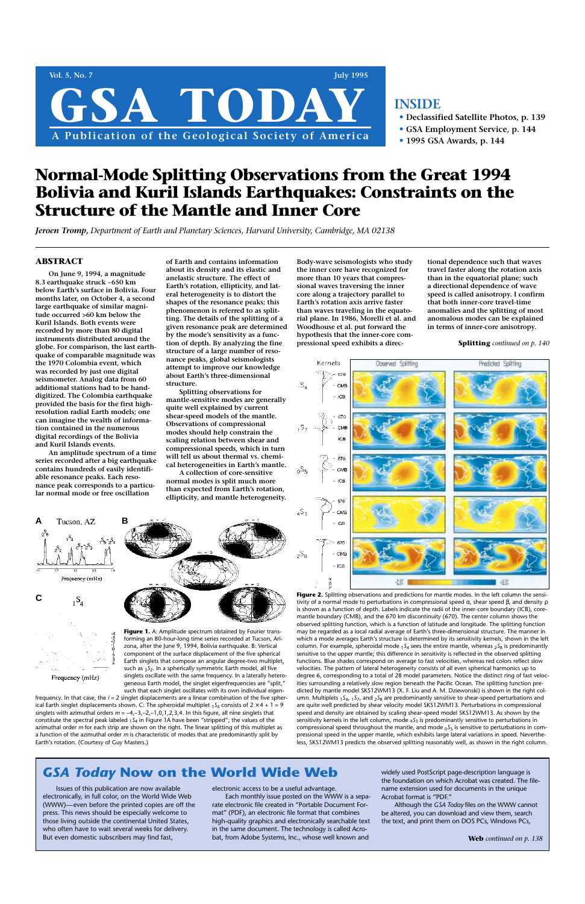# GSA TODAY

A Publication of the Geological Society of America

Vol. 5, No. 7 — July 1995

## INSIDE

- Declassified Satellite Photos, p. 139
- GSA Employment Service, p. 144
- 1995 GSA Awards, p. 144

# Normal-Mode Splitting Observations from the Great 1994 Bolivia and Kuril Islands Earthquakes: Constraints on the Structure of the Mantle and Inner Core

***Jeroen Tromp,*** *Department of Earth and Planetary Sciences, Harvard University, Cambridge, MA 02138*

## ABSTRACT

On June 9, 1994, a magnitude 8.3 earthquake struck ~650 km below Earth's surface in Bolivia. Four months later, on October 4, a second large earthquake of similar magnitude occurred >60 km below the Kuril Islands. Both events were recorded by more than 80 digital instruments distributed around the globe. For comparison, the last earthquake of comparable magnitude was the 1970 Colombia event, which was recorded by just one digital seismometer. Analog data from 60 additional stations had to be hand-digitized. The Colombia earthquake provided the basis for the first high-resolution radial Earth models; one can imagine the wealth of information contained in the numerous digital recordings of the Bolivia and Kuril Islands events.

An amplitude spectrum of a time series recorded after a big earthquake contains hundreds of easily identifiable resonance peaks. Each resonance peak corresponds to a particular normal mode or free oscillation of Earth and contains information about its density and its elastic and anelastic structure. The effect of Earth's rotation, ellipticity, and lateral heterogeneity is to distort the shapes of the resonance peaks; this phenomenon is referred to as splitting. The details of the splitting of a given resonance peak are determined by the mode's sensitivity as a function of depth. By analyzing the fine structure of a large number of resonance peaks, global seismologists attempt to improve our knowledge about Earth's three-dimensional structure.

Splitting observations for mantle-sensitive modes are generally quite well explained by current shear-speed models of the mantle. Observations of compressional modes should help constrain the scaling relation between shear and compressional speeds, which in turn will tell us about thermal vs. chemical heterogeneities in Earth's mantle.

A collection of core-sensitive normal modes is split much more than expected from Earth's rotation, ellipticity, and mantle heterogeneity. Body-wave seismologists who study the inner core have recognized for more than 10 years that compressional waves traversing the inner core along a trajectory parallel to Earth's rotation axis arrive faster than waves traveling in the equatorial plane. In 1986, Morelli et al. and Woodhouse et al. put forward the hypothesis that the inner-core compressional speed exhibits a directional dependence such that waves travel faster along the rotation axis than in the equatorial plane; such a directional dependence of wave speed is called anisotropy. I confirm that both inner-core travel-time anomalies and the splitting of most anomalous modes can be explained in terms of inner-core anisotropy.

**Splitting** *continued on p. 140*

**Figure 1.** A: Amplitude spectrum obtained by Fourier transforming an 80-hour-long time series recorded at Tucson, Arizona, after the June 9, 1994, Bolivia earthquake. B: Vertical component of the surface displacement of the five spherical Earth singlets that compose an angular degree-two multiplet, such as $_3S_2$. In a spherically symmetric Earth model, all five singlets oscillate with the same frequency. In a laterally heterogeneous Earth model, the singlet eigenfrequencies are "split," such that each singlet oscillates with its own individual eigenfrequency. In that case, the $l = 2$ singlet displacements are a linear combination of the five spherical Earth singlet displacements shown. C: The spheroidal multiplet $_1S_4$ consists of $2 \times 4 + 1 = 9$ singlets with azimuthal orders $m = -4,-3,-2,-1,0,1,2,3,4$. In this figure, all nine singlets that constitute the spectral peak labeled $_1S_4$ in Figure 1A have been "stripped"; the values of the azimuthal order $m$ for each strip are shown on the right. The linear splitting of this multiplet as a function of the azimuthal order $m$ is characteristic of modes that are predominantly split by Earth's rotation. (Courtesy of Guy Masters.)

**Figure 2.** Splitting observations and predictions for mantle modes. In the left column the sensitivity of a normal mode to perturbations in compressional speed α, shear speed β, and density ρ is shown as a function of depth. Labels indicate the radii of the inner-core boundary (ICB), core-mantle boundary (CMB), and the 670 km discontinuity (670). The center column shows the observed splitting function, which is a function of latitude and longitude. The splitting function may be regarded as a local radial average of Earth's three-dimensional structure. The manner in which a mode averages Earth's structure is determined by its sensitivity kernels, shown in the left column. For example, spheroidal mode $_1S_4$ sees the entire mantle, whereas $_2S_8$ is predominantly sensitive to the upper mantle; this difference in sensitivity is reflected in the observed splitting functions. Blue shades correspond on average to fast velocities, whereas red colors reflect slow velocities. The pattern of lateral heterogeneity consists of all even spherical harmonics up to degree 6, corresponding to a total of 28 model parameters. Notice the distinct ring of fast velocities surrounding a relatively slow region beneath the Pacific Ocean. The splitting function predicted by mantle model SKS12WM13 (X. F. Liu and A. M. Dziewonski) is shown in the right column. Multiplets $_1S_4$, $_1S_7$, and $_2S_8$ are predominantly sensitive to shear-speed perturbations and are quite well predicted by shear velocity model SKS12WM13. Perturbations in compressional speed and density are obtained by scaling shear-speed model SKS12WM13. As shown by the sensitivity kernels in the left column, mode $_4S_3$ is predominantly sensitive to perturbations in compressional speed throughout the mantle, and mode $_0S_5$ is sensitive to perturbations in compressional speed in the upper mantle, which exhibits large lateral variations in speed. Nevertheless, SKS12WM13 predicts the observed splitting reasonably well, as shown in the right column.

## *GSA Today* Now on the World Wide Web

Issues of this publication are now available electronically, in full color, on the World Wide Web (WWW)—even before the printed copies are off the press. This news should be especially welcome to those living outside the continental United States, who often have to wait several weeks for delivery. But even domestic subscribers may find fast, electronic access to be a useful advantage.

Each monthly issue posted on the WWW is a separate electronic file created in "Portable Document Format" (PDF), an electronic file format that combines high-quality graphics and electronically searchable text in the same document. The technology is called Acrobat, from Adobe Systems, Inc., whose well known and widely used PostScript page-description language is the foundation on which Acrobat was created. The filename extension used for documents in the unique Acrobat format is "PDF."

Although the *GSA Today* files on the WWW cannot be altered, you can download and view them, search the text, and print them on DOS PCs, Windows PCs,

**Web** *continued on p. 138*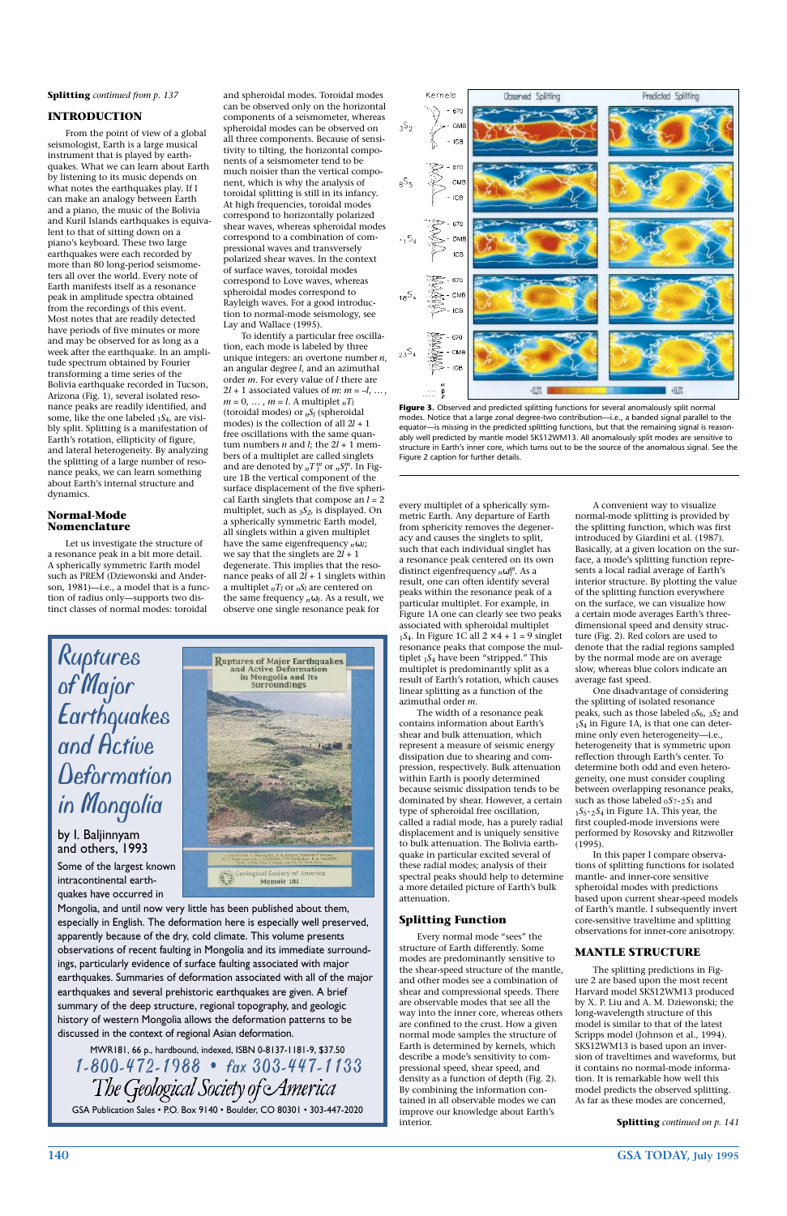**Splitting** *continued from p. 137*

## INTRODUCTION

From the point of view of a global seismologist, Earth is a large musical instrument that is played by earthquakes. What we can learn about Earth by listening to its music depends on what notes the earthquakes play. If I can make an analogy between Earth and a piano, the music of the Bolivia and Kuril Islands earthquakes is equivalent to that of sitting down on a piano's keyboard. These two large earthquakes were each recorded by more than 80 long-period seismometers all over the world. Every note of Earth manifests itself as a resonance peak in amplitude spectra obtained from the recordings of this event. Most notes that are readily detected have periods of five minutes or more and may be observed for as long as a week after the earthquake. In an amplitude spectrum obtained by Fourier transforming a time series of the Bolivia earthquake recorded in Tucson, Arizona (Fig. 1), several isolated resonance peaks are readily identified, and some, like the one labeled $_1S_4$, are visibly split. Splitting is a manifestation of Earth's rotation, ellipticity of figure, and lateral heterogeneity. By analyzing the splitting of a large number of resonance peaks, we can learn something about Earth's internal structure and dynamics.

## Normal-Mode Nomenclature

Let us investigate the structure of a resonance peak in a bit more detail. A spherically symmetric Earth model such as PREM (Dziewonski and Anderson, 1981)—i.e., a model that is a function of radius only—supports two distinct classes of normal modes: toroidal and spheroidal modes. Toroidal modes can be observed only on the horizontal components of a seismometer, whereas spheroidal modes can be observed on all three components. Because of sensitivity to tilting, the horizontal components of a seismometer tend to be much noisier than the vertical component, which is why the analysis of toroidal splitting is still in its infancy. At high frequencies, toroidal modes correspond to horizontally polarized shear waves, whereas spheroidal modes correspond to a combination of compressional waves and transversely polarized shear waves. In the context of surface waves, toroidal modes correspond to Love waves, whereas spheroidal modes correspond to Rayleigh waves. For a good introduction to normal-mode seismology, see Lay and Wallace (1995).

To identify a particular free oscillation, each mode is labeled by three unique integers: an overtone number $n$, an angular degree $l$, and an azimuthal order $m$. For every value of $l$ there are $2l + 1$ associated values of $m$: $m = -l, \ldots, m = 0, \ldots, m = l$. A multiplet $_nT_l$ (toroidal modes) or $_nS_l$ (spheroidal modes) is the collection of all $2l + 1$ free oscillations with the same quantum numbers $n$ and $l$; the $2l + 1$ members of a multiplet are called singlets and are denoted by $_nT_l^m$ or $_nS_l^m$. In Figure 1B the vertical component of the surface displacement of the five spherical Earth singlets that compose an $l = 2$ multiplet, such as $_3S_2$, is displayed. On a spherically symmetric Earth model, all singlets within a given multiplet have the same eigenfrequency $_n\omega_l$; we say that the singlets are $2l + 1$ degenerate. This implies that the resonance peaks of all $2l + 1$ singlets within a multiplet $_nT_l$ or $_nS_l$ are centered on the same frequency $_n\omega_l$. As a result, we observe one single resonance peak for every multiplet of a spherically symmetric Earth. Any departure of Earth from sphericity removes the degeneracy and causes the singlets to split, such that each individual singlet has a resonance peak centered on its own distinct eigenfrequency $_n\omega_l^m$. As a result, one can often identify several peaks within the resonance peak of a particular multiplet. For example, in Figure 1A one can clearly see two peaks associated with spheroidal multiplet $_1S_4$. In Figure 1C all $2 \times 4 + 1 = 9$ singlet resonance peaks that compose the multiplet $_1S_4$ have been "stripped." This multiplet is predominantly split as a result of Earth's rotation, which causes linear splitting as a function of the azimuthal order $m$.

The width of a resonance peak contains information about Earth's shear and bulk attenuation, which represent a measure of seismic energy dissipation due to shearing and compression, respectively. Bulk attenuation within Earth is poorly determined because seismic dissipation tends to be dominated by shear. However, a certain type of spheroidal free oscillation, called a radial mode, has a purely radial displacement and is uniquely sensitive to bulk attenuation. The Bolivia earthquake in particular excited several of these radial modes; analysis of their spectral peaks should help to determine a more detailed picture of Earth's bulk attenuation.

## Splitting Function

Every normal mode "sees" the structure of Earth differently. Some modes are predominantly sensitive to the shear-speed structure of the mantle, and other modes see a combination of shear and compressional speeds. There are observable modes that see all the way into the inner core, whereas others are confined to the crust. How a given normal mode samples the structure of Earth is determined by kernels, which describe a mode's sensitivity to compressional speed, shear speed, and density as a function of depth (Fig. 2). By combining the information contained in all observable modes we can improve our knowledge about Earth's interior.

A convenient way to visualize normal-mode splitting is provided by the splitting function, which was first introduced by Giardini et al. (1987). Basically, at a given location on the surface, a mode's splitting function represents a local radial average of Earth's interior structure. By plotting the value of the splitting function everywhere on the surface, we can visualize how a certain mode averages Earth's three-dimensional speed and density structure (Fig. 2). Red colors are used to denote that the radial regions sampled by the normal mode are on average slow, whereas blue colors indicate an average fast speed.

One disadvantage of considering the splitting of isolated resonance peaks, such as those labeled $_0S_6$, $_3S_2$ and $_1S_4$ in Figure 1A, is that one can determine only even heterogeneity—i.e., heterogeneity that is symmetric upon reflection through Earth's center. To determine both odd and even heterogeneity, one must consider coupling between overlapping resonance peaks, such as those labeled $_0S_7$-$_2S_3$ and $_1S_5$-$_2S_4$ in Figure 1A. This year, the first coupled-mode inversions were performed by Rosovsky and Ritzwoller (1995).

In this paper I compare observations of splitting functions for isolated mantle- and inner-core sensitive spheroidal modes with predictions based upon current shear-speed models of Earth's mantle. I subsequently invert core-sensitive traveltime and splitting observations for inner-core anisotropy.

## MANTLE STRUCTURE

The splitting predictions in Figure 2 are based upon the most recent Harvard model SKS12WM13 produced by X. P. Liu and A. M. Dziewonski; the long-wavelength structure of this model is similar to that of the latest Scripps model (Johnson et al., 1994). SKS12WM13 is based upon an inversion of traveltimes and waveforms, but it contains no normal-mode information. It is remarkable how well this model predicts the observed splitting. As far as these modes are concerned,

**Splitting** *continued on p. 141*

**Figure 3.** Observed and predicted splitting functions for several anomalously split normal modes. Notice that a large zonal degree-two contribution—i.e., a banded signal parallel to the equator—is missing in the predicted splitting functions, but that the remaining signal is reasonably well predicted by mantle model SKS12WM13. All anomalously split modes are sensitive to structure in Earth's inner core, which turns out to be the source of the anomalous signal. See the Figure 2 caption for further details.

---

# Ruptures of Major Earthquakes and Active Deformation in Mongolia

by I. Baljinnyam and others, 1993

Some of the largest known intracontinental earthquakes have occurred in Mongolia, and until now very little has been published about them, especially in English. The deformation here is especially well preserved, apparently because of the dry, cold climate. This volume presents observations of recent faulting in Mongolia and its immediate surroundings, particularly evidence of surface faulting associated with major earthquakes. Summaries of deformation associated with all of the major earthquakes and several prehistoric earthquakes are given. A brief summary of the deep structure, regional topography, and geologic history of western Mongolia allows the deformation patterns to be discussed in the context of regional Asian deformation.

MWR181, 66 p., hardbound, indexed, ISBN 0-8137-1181-9, $37.50

1-800-472-1988 • fax 303-447-1133

The Geological Society of America

GSA Publication Sales • P.O. Box 9140 • Boulder, CO 80301 • 303-447-2020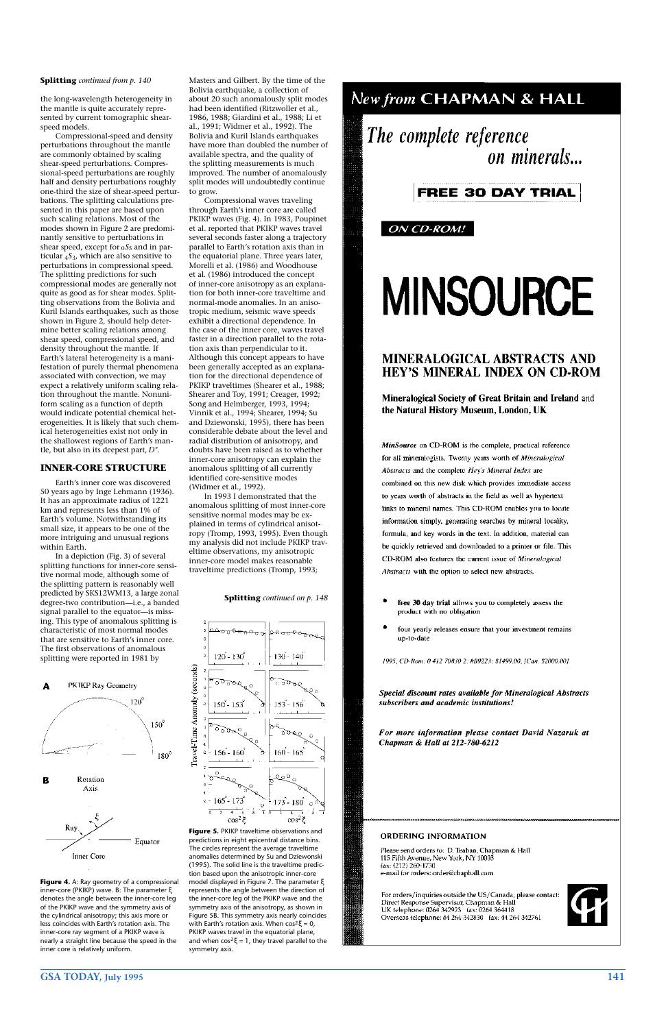**Splitting** *continued from p. 140*

the long-wavelength heterogeneity in the mantle is quite accurately represented by current tomographic shear-speed models.

Compressional-speed and density perturbations throughout the mantle are commonly obtained by scaling shear-speed perturbations. Compressional-speed perturbations are roughly half and density perturbations roughly one-third the size of shear-speed perturbations. The splitting calculations presented in this paper are based upon such scaling relations. Most of the modes shown in Figure 2 are predominantly sensitive to perturbations in shear speed, except for $_0S_5$ and in particular $_4S_3$, which are also sensitive to perturbations in compressional speed. The splitting predictions for such compressional modes are generally not quite as good as for shear modes. Splitting observations from the Bolivia and Kuril Islands earthquakes, such as those shown in Figure 2, should help determine better scaling relations among shear speed, compressional speed, and density throughout the mantle. If Earth's lateral heterogeneity is a manifestation of purely thermal phenomena associated with convection, we may expect a relatively uniform scaling relation throughout the mantle. Nonuniform scaling as a function of depth would indicate potential chemical heterogeneities. It is likely that such chemical heterogeneities exist not only in the shallowest regions of Earth's mantle, but also in its deepest part, *D"*.

## INNER-CORE STRUCTURE

Earth's inner core was discovered 50 years ago by Inge Lehmann (1936). It has an approximate radius of 1221 km and represents less than 1% of Earth's volume. Notwithstanding its small size, it appears to be one of the more intriguing and unusual regions within Earth.

In a depiction (Fig. 3) of several splitting functions for inner-core sensitive normal mode, although some of the splitting pattern is reasonably well predicted by SKS12WM13, a large zonal degree-two contribution—i.e., a banded signal parallel to the equator—is missing. This type of anomalous splitting is characteristic of most normal modes that are sensitive to Earth's inner core. The first observations of anomalous splitting were reported in 1981 by Masters and Gilbert. By the time of the Bolivia earthquake, a collection of about 20 such anomalously split modes had been identified (Ritzwoller et al., 1986, 1988; Giardini et al., 1988; Li et al., 1991; Widmer et al., 1992). The Bolivia and Kuril Islands earthquakes have more than doubled the number of available spectra, and the quality of the splitting measurements is much improved. The number of anomalously split modes will undoubtedly continue to grow.

Compressional waves traveling through Earth's inner core are called PKIKP waves (Fig. 4). In 1983, Poupinet et al. reported that PKIKP waves travel several seconds faster along a trajectory parallel to Earth's rotation axis than in the equatorial plane. Three years later, Morelli et al. (1986) and Woodhouse et al. (1986) introduced the concept of inner-core anisotropy as an explanation for both inner-core traveltime and normal-mode anomalies. In an anisotropic medium, seismic wave speeds exhibit a directional dependence. In the case of the inner core, waves travel faster in a direction parallel to the rotation axis than perpendicular to it. Although this concept appears to have been generally accepted as an explanation for the directional dependence of PKIKP traveltimes (Shearer et al., 1988; Shearer and Toy, 1991; Creager, 1992; Song and Helmberger, 1993, 1994; Vinnik et al., 1994; Shearer, 1994; Su and Dziewonski, 1995), there has been considerable debate about the level and radial distribution of anisotropy, and doubts have been raised as to whether inner-core anisotropy can explain the anomalous splitting of all currently identified core-sensitive modes (Widmer et al., 1992).

In 1993 I demonstrated that the anomalous splitting of most inner-core sensitive normal modes may be explained in terms of cylindrical anisotropy (Tromp, 1993, 1995). Even though my analysis did not include PKIKP traveltime observations, my anisotropic inner-core model makes reasonable traveltime predictions (Tromp, 1993;

**Splitting** *continued on p. 148*

**Figure 4.** A: Ray geometry of a compressional inner-core (PKIKP) wave. B: The parameter ξ denotes the angle between the inner-core leg of the PKIKP wave and the symmetry axis of the cylindrical anisotropy; this axis more or less coincides with Earth's rotation axis. The inner-core ray segment of a PKIKP wave is nearly a straight line because the speed in the inner core is relatively uniform.

**Figure 5.** PKIKP traveltime observations and predictions in eight epicentral distance bins. The circles represent the average traveltime anomalies determined by Su and Dziewonski (1995). The solid line is the traveltime prediction based upon the anisotropic inner-core model displayed in Figure 7. The parameter ξ represents the angle between the direction of the inner-core leg of the PKIKP wave and the symmetry axis of the anisotropy, as shown in Figure 5B. This symmetry axis nearly coincides with Earth's rotation axis. When $\cos^2 \xi = 0$, PKIKP waves travel in the equatorial plane, and when $\cos^2 \xi = 1$, they travel parallel to the symmetry axis.

New from CHAPMAN & HALL

*The complete reference on minerals...*

**FREE 30 DAY TRIAL**

*ON CD-ROM!*

# MINSOURCE

## MINERALOGICAL ABSTRACTS AND HEY'S MINERAL INDEX ON CD-ROM

**Mineralogical Society of Great Britain and Ireland** and **the Natural History Museum, London, UK**

*MinSource* on CD-ROM is the complete, practical reference for all mineralogists. Twenty years worth of *Mineralogical Abstracts* and the complete *Hey's Mineral Index* are combined on this new disk which provides immediate access to years worth of abstracts in the field as well as hypertext links to mineral names. This CD-ROM enables you to locate information simply, generating searches by mineral locality, formula, and key words in the text. In addition, material can be quickly retrieved and downloaded to a printer or file. This CD-ROM also features the current issue of *Mineralogical Abstracts* with the option to select new abstracts.

- **free 30 day trial** allows you to completely assess the product with no obligation
- **four yearly releases** ensure that your investment remains up-to-date

*1995, CD-Rom: 0 412 70830 2: #B9223: $1499.00, [Can. $2000.00]*

***Special discount rates available for Mineralogical Abstracts subscribers and academic institutions!***

***For more information please contact David Nazaruk at Chapman & Hall at 212-780-6212***

ORDERING INFORMATION

Please send orders to: D. Teahan, Chapman & Hall
115 Fifth Avenue, New York, NY 10003
fax: (212) 260-1730
e-mail for orders: order@chaphall.com

For orders/inquiries outside the US/Canada, please contact:
Direct Response Supervisor, Chapman & Hall
UK telephone: 0264 342923 fax: 0264 364418
Overseas telephone: 44 264 342830 fax: 44 264 342761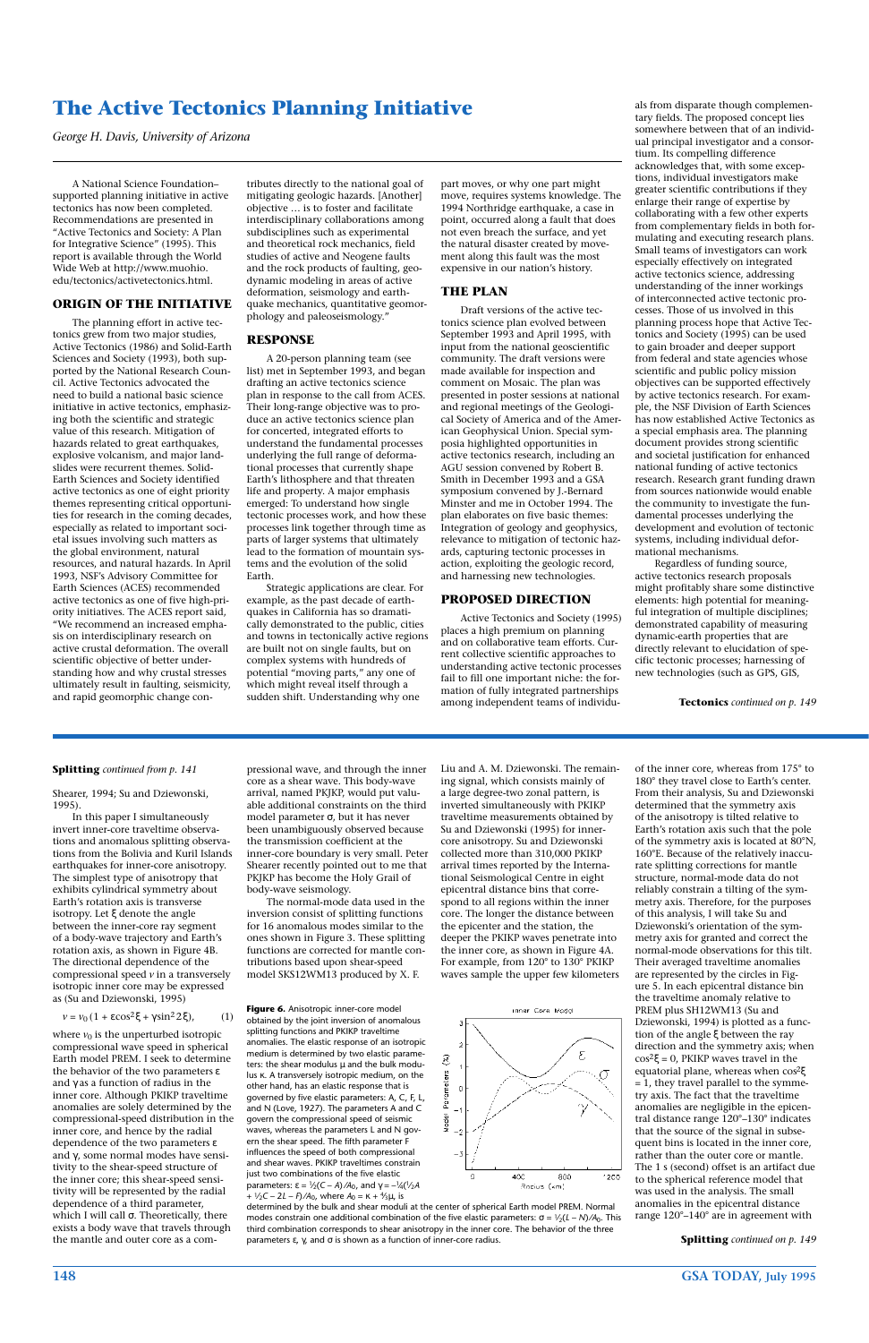# The Active Tectonics Planning Initiative

*George H. Davis, University of Arizona*

A National Science Foundation–supported planning initiative in active tectonics has now been completed. Recommendations are presented in "Active Tectonics and Society: A Plan for Integrative Science" (1995). This report is available through the World Wide Web at http://www.muohio.edu/tectonics/activetectonics.html.

## ORIGIN OF THE INITIATIVE

The planning effort in active tectonics grew from two major studies, Active Tectonics (1986) and Solid-Earth Sciences and Society (1993), both supported by the National Research Council. Active Tectonics advocated the need to build a national basic science initiative in active tectonics, emphasizing both the scientific and strategic value of this research. Mitigation of hazards related to great earthquakes, explosive volcanism, and major landslides were recurrent themes. Solid-Earth Sciences and Society identified active tectonics as one of eight priority themes representing critical opportunities for research in the coming decades, especially as related to important societal issues involving such matters as the global environment, natural resources, and natural hazards. In April 1993, NSF's Advisory Committee for Earth Sciences (ACES) recommended active tectonics as one of five high-priority initiatives. The ACES report said, "We recommend an increased emphasis on interdisciplinary research on active crustal deformation. The overall scientific objective of better understanding how and why crustal stresses ultimately result in faulting, seismicity, and rapid geomorphic change contributes directly to the national goal of mitigating geologic hazards. [Another] objective … is to foster and facilitate interdisciplinary collaborations among subdisciplines such as experimental and theoretical rock mechanics, field studies of active and Neogene faults and the rock products of faulting, geodynamic modeling in areas of active deformation, seismology and earthquake mechanics, quantitative geomorphology and paleoseismology."

## RESPONSE

A 20-person planning team (see list) met in September 1993, and began drafting an active tectonics science plan in response to the call from ACES. Their long-range objective was to produce an active tectonics science plan for concerted, integrated efforts to understand the fundamental processes underlying the full range of deformational processes that currently shape Earth's lithosphere and that threaten life and property. A major emphasis emerged: To understand how single tectonic processes work, and how these processes link together through time as parts of larger systems that ultimately lead to the formation of mountain systems and the evolution of the solid Earth.

Strategic applications are clear. For example, as the past decade of earthquakes in California has so dramatically demonstrated to the public, cities and towns in tectonically active regions are built not on single faults, but on complex systems with hundreds of potential "moving parts," any one of which might reveal itself through a sudden shift. Understanding why one part moves, or why one part might move, requires systems knowledge. The 1994 Northridge earthquake, a case in point, occurred along a fault that does not even breach the surface, and yet the natural disaster created by movement along this fault was the most expensive in our nation's history.

## THE PLAN

Draft versions of the active tectonics science plan evolved between September 1993 and April 1995, with input from the national geoscientific community. The draft versions were made available for inspection and comment on Mosaic. The plan was presented in poster sessions at national and regional meetings of the Geological Society of America and of the American Geophysical Union. Special symposia highlighted opportunities in active tectonics research, including an AGU session convened by Robert B. Smith in December 1993 and a GSA symposium convened by J.-Bernard Minster and me in October 1994. The plan elaborates on five basic themes: Integration of geology and geophysics, relevance to mitigation of tectonic hazards, capturing tectonic processes in action, exploiting the geologic record, and harnessing new technologies.

## PROPOSED DIRECTION

Active Tectonics and Society (1995) places a high premium on planning and on collaborative team efforts. Current collective scientific approaches to understanding active tectonic processes fail to fill one important niche: the formation of fully integrated partnerships among independent teams of individuals from disparate though complementary fields. The proposed concept lies somewhere between that of an individual principal investigator and a consortium. Its compelling difference acknowledges that, with some exceptions, individual investigators make greater scientific contributions if they enlarge their range of expertise by collaborating with a few other experts from complementary fields in both formulating and executing research plans. Small teams of investigators can work especially effectively on integrated active tectonics science, addressing understanding of the inner workings of interconnected active tectonic processes. Those of us involved in this planning process hope that Active Tectonics and Society (1995) can be used to gain broader and deeper support from federal and state agencies whose scientific and public policy mission objectives can be supported effectively by active tectonics research. For example, the NSF Division of Earth Sciences has now established Active Tectonics as a special emphasis area. The planning document provides strong scientific and societal justification for enhanced national funding of active tectonics research. Research grant funding drawn from sources nationwide would enable the community to investigate the fundamental processes underlying the development and evolution of tectonic systems, including individual deformational mechanisms.

Regardless of funding source, active tectonics research proposals might profitably share some distinctive elements: high potential for meaningful integration of multiple disciplines; demonstrated capability of measuring dynamic-earth properties that are directly relevant to elucidation of specific tectonic processes; harnessing of new technologies (such as GPS, GIS,

**Tectonics** *continued on p. 149*

---

**Splitting** *continued from p. 141*

Shearer, 1994; Su and Dziewonski, 1995).

In this paper I simultaneously invert inner-core traveltime observations and anomalous splitting observations from the Bolivia and Kuril Islands earthquakes for inner-core anisotropy. The simplest type of anisotropy that exhibits cylindrical symmetry about Earth's rotation axis is transverse isotropy. Let $\xi$ denote the angle between the inner-core ray segment of a body-wave trajectory and Earth's rotation axis, as shown in Figure 4B. The directional dependence of the compressional speed $v$ in a transversely isotropic inner core may be expressed as (Su and Dziewonski, 1995)

$$v = v_0(1 + \varepsilon\cos^2\xi + \gamma\sin^2 2\xi), \qquad (1)$$

where $v_0$ is the unperturbed isotropic compressional wave speed in spherical Earth model PREM. I seek to determine the behavior of the two parameters $\varepsilon$ and $\gamma$ as a function of radius in the inner core. Although PKIKP traveltime anomalies are solely determined by the compressional-speed distribution in the inner core, and hence by the radial dependence of the two parameters $\varepsilon$ and $\gamma$, some normal modes have sensitivity to the shear-speed structure of the inner core; this shear-speed sensitivity will be represented by the radial dependence of a third parameter, which I will call $\sigma$. Theoretically, there exists a body wave that travels through the mantle and outer core as a compressional wave, and through the inner core as a shear wave. This body-wave arrival, named PKJKP, would put valuable additional constraints on the third model parameter $\sigma$, but it has never been unambiguously observed because the transmission coefficient at the inner-core boundary is very small. Peter Shearer recently pointed out to me that PKJKP has become the Holy Grail of body-wave seismology.

The normal-mode data used in the inversion consist of splitting functions for 16 anomalous modes similar to the ones shown in Figure 3. These splitting functions are corrected for mantle contributions based upon shear-speed model SKS12WM13 produced by X. F. Liu and A. M. Dziewonski. The remaining signal, which consists mainly of a large degree-two zonal pattern, is inverted simultaneously with PKIKP traveltime measurements obtained by Su and Dziewonski (1995) for inner-core anisotropy. Su and Dziewonski collected more than 310,000 PKIKP arrival times reported by the International Seismological Centre in eight epicentral distance bins that correspond to all regions within the inner core. The longer the distance between the epicenter and the station, the deeper the PKIKP waves penetrate into the inner core, as shown in Figure 4A. For example, from 120° to 130° PKIKP waves sample the upper few kilometers of the inner core, whereas from 175° to 180° they travel close to Earth's center. From their analysis, Su and Dziewonski determined that the symmetry axis of the anisotropy is tilted relative to Earth's rotation axis such that the pole of the symmetry axis is located at 80°N, 160°E. Because of the relatively inaccurate splitting corrections for mantle structure, normal-mode data do not reliably constrain a tilting of the symmetry axis. Therefore, for the purposes of this analysis, I will take Su and Dziewonski's orientation of the symmetry axis for granted and correct the normal-mode observations for this tilt. Their averaged traveltime anomalies are represented by the circles in Figure 5. In each epicentral distance bin the traveltime anomaly relative to PREM plus SH12WM13 (Su and Dziewonski, 1994) is plotted as a function of the angle $\xi$ between the ray direction and the symmetry axis; when $\cos^2\xi = 0$, PKIKP waves travel in the equatorial plane, whereas when $\cos^2\xi = 1$, they travel parallel to the symmetry axis. The fact that the traveltime anomalies are negligible in the epicentral distance range 120°–130° indicates that the source of the signal in subsequent bins is located in the inner core, rather than the outer core or mantle. The 1 s (second) offset is an artifact due to the spherical reference model that was used in the analysis. The small anomalies in the epicentral distance range 120°–140° are in agreement with

**Figure 6.** Anisotropic inner-core model obtained by the joint inversion of anomalous splitting functions and PKIKP traveltime anomalies. The elastic response of an isotropic medium is determined by two elastic parameters: the shear modulus $\mu$ and the bulk modulus $\kappa$. A transversely isotropic medium, on the other hand, has an elastic response that is governed by five elastic parameters: A, C, F, L, and N (Love, 1927). The parameters A and C govern the compressional speed of seismic waves, whereas the parameters L and N govern the shear speed. The fifth parameter F influences the speed of both compressional and shear waves. PKIKP traveltimes constrain just two combinations of the five elastic parameters: $\varepsilon = \frac{1}{2}(C - A)/A_0$, and $\gamma = -\frac{1}{4}(\frac{1}{2}A + \frac{1}{2}C - 2L - F)/A_0$, where $A_0 = \kappa + \frac{4}{3}\mu$, is determined by the bulk and shear moduli at the center of spherical Earth model PREM. Normal modes constrain one additional combination of the five elastic parameters: $\sigma = \frac{1}{2}(L - N)/A_0$. This third combination corresponds to shear anisotropy in the inner core. The behavior of the three parameters $\varepsilon$, $\gamma$, and $\sigma$ is shown as a function of inner-core radius.

**Splitting** *continued on p. 149*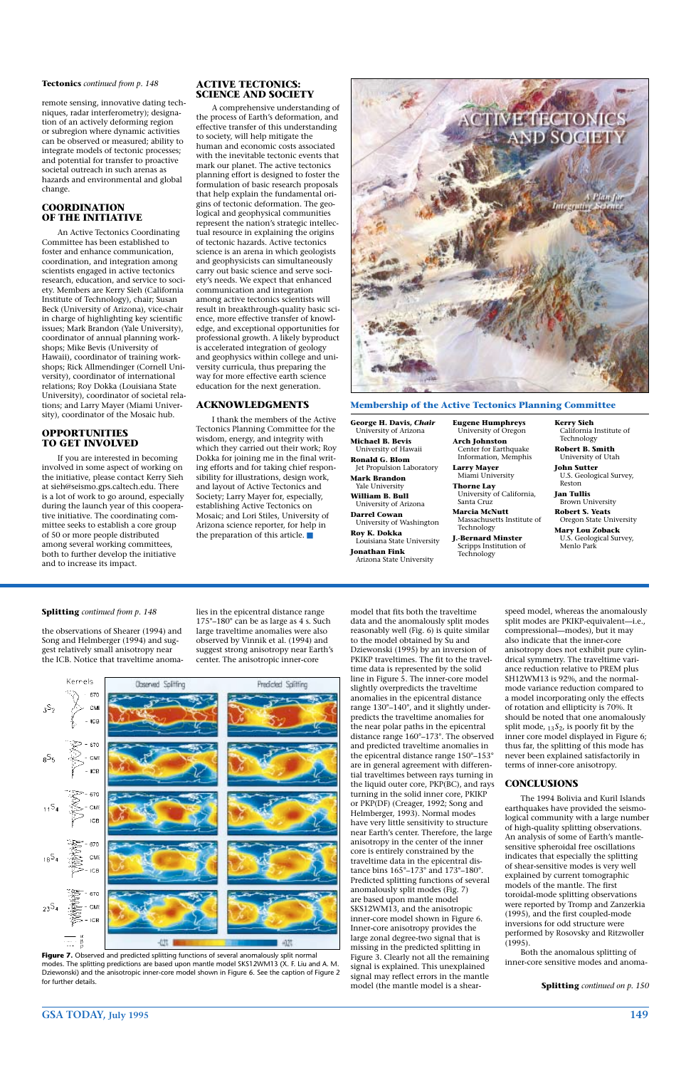**Tectonics** *continued from p. 148*

remote sensing, innovative dating techniques, radar interferometry); designation of an actively deforming region or subregion where dynamic activities can be observed or measured; ability to integrate models of tectonic processes; and potential for transfer to proactive societal outreach in such arenas as hazards and environmental and global change.

## COORDINATION OF THE INITIATIVE

An Active Tectonics Coordinating Committee has been established to foster and enhance communication, coordination, and integration among scientists engaged in active tectonics research, education, and service to society. Members are Kerry Sieh (California Institute of Technology), chair; Susan Beck (University of Arizona), vice-chair in charge of highlighting key scientific issues; Mark Brandon (Yale University), coordinator of annual planning workshops; Mike Bevis (University of Hawaii), coordinator of training workshops; Rick Allmendinger (Cornell University), coordinator of international relations; Roy Dokka (Louisiana State University), coordinator of societal relations; and Larry Mayer (Miami University), coordinator of the Mosaic hub.

## OPPORTUNITIES TO GET INVOLVED

If you are interested in becoming involved in some aspect of working on the initiative, please contact Kerry Sieh at sieh@seismo.gps.caltech.edu. There is a lot of work to go around, especially during the launch year of this cooperative initiative. The coordinating committee seeks to establish a core group of 50 or more people distributed among several working committees, both to further develop the initiative and to increase its impact.

## ACTIVE TECTONICS: SCIENCE AND SOCIETY

A comprehensive understanding of the process of Earth's deformation, and effective transfer of this understanding to society, will help mitigate the human and economic costs associated with the inevitable tectonic events that mark our planet. The active tectonics planning effort is designed to foster the formulation of basic research proposals that help explain the fundamental origins of tectonic deformation. The geological and geophysical communities represent the nation's strategic intellectual resource in explaining the origins of tectonic hazards. Active tectonics science is an arena in which geologists and geophysicists can simultaneously carry out basic science and serve society's needs. We expect that enhanced communication and integration among active tectonics scientists will result in breakthrough-quality basic science, more effective transfer of knowledge, and exceptional opportunities for professional growth. A likely byproduct is accelerated integration of geology and geophysics within college and university curricula, thus preparing the way for more effective earth science education for the next generation.

## ACKNOWLEDGMENTS

I thank the members of the Active Tectonics Planning Committee for the wisdom, energy, and integrity with which they carried out their work; Roy Dokka for joining me in the final writing efforts and for taking chief responsibility for illustrations, design work, and layout of Active Tectonics and Society; Larry Mayer for, especially, establishing Active Tectonics on Mosaic; and Lori Stiles, University of Arizona science reporter, for help in the preparation of this article. ■

ACTIVE TECTONICS AND SOCIETY

A Plan for Integrative Science

### Membership of the Active Tectonics Planning Committee

**George H. Davis, *Chair*** University of Arizona
**Michael B. Bevis** University of Hawaii
**Ronald G. Blom** Jet Propulsion Laboratory
**Mark Brandon** Yale University
**William B. Bull** University of Arizona
**Darrel Cowan** University of Washington
**Roy K. Dokka** Louisiana State University
**Jonathan Fink** Arizona State University
**Eugene Humphreys** University of Oregon
**Arch Johnston** Center for Earthquake Information, Memphis
**Larry Mayer** Miami University
**Thorne Lay** University of California, Santa Cruz
**Marcia McNutt** Massachusetts Institute of Technology
**J.-Bernard Minster** Scripps Institution of Technology
**Kerry Sieh** California Institute of Technology
**Robert B. Smith** University of Utah
**John Sutter** U.S. Geological Survey, Reston
**Jan Tullis** Brown University
**Robert S. Yeats** Oregon State University
**Mary Lou Zoback** U.S. Geological Survey, Menlo Park

---

**Splitting** *continued from p. 148*

the observations of Shearer (1994) and Song and Helmberger (1994) and suggest relatively small anisotropy near the ICB. Notice that traveltime anomalies in the epicentral distance range 175°–180° can be as large as 4 s. Such large traveltime anomalies were also observed by Vinnik et al. (1994) and suggest strong anisotropy near Earth's center. The anisotropic inner-core model that fits both the traveltime data and the anomalously split modes reasonably well (Fig. 6) is quite similar to the model obtained by Su and Dziewonski (1995) by an inversion of PKIKP traveltimes. The fit to the traveltime data is represented by the solid line in Figure 5. The inner-core model slightly overpredicts the traveltime anomalies in the epicentral distance range 130°–140°, and it slightly underpredicts the traveltime anomalies for the near polar paths in the epicentral distance range 160°–173°. The observed and predicted traveltime anomalies in the epicentral distance range 150°–153° are in general agreement with differential traveltimes between rays turning in the liquid outer core, PKP(BC), and rays turning in the solid inner core, PKIKP or PKP(DF) (Creager, 1992; Song and Helmberger, 1993). Normal modes have very little sensitivity to structure near Earth's center. Therefore, the large anisotropy in the center of the inner core is entirely constrained by the traveltime data in the epicentral distance bins 165°–173° and 173°–180°. Predicted splitting functions of several anomalously split modes (Fig. 7) are based upon mantle model SKS12WM13, and the anisotropic inner-core model shown in Figure 6. Inner-core anisotropy provides the large zonal degree-two signal that is missing in the predicted splitting in Figure 3. Clearly not all the remaining signal is explained. This unexplained signal may reflect errors in the mantle model (the mantle model is a shear-speed model, whereas the anomalously split modes are PKIKP-equivalent—i.e., compressional—modes), but it may also indicate that the inner-core anisotropy does not exhibit pure cylindrical symmetry. The traveltime variance reduction relative to PREM plus SH12WM13 is 92%, and the normal-mode variance reduction compared to a model incorporating only the effects of rotation and ellipticity is 70%. It should be noted that one anomalously split mode, $_{13}S_2$, is poorly fit by the inner core model displayed in Figure 6; thus far, the splitting of this mode has never been explained satisfactorily in terms of inner-core anisotropy.

**Figure 7.** Observed and predicted splitting functions of several anomalously split normal modes. The splitting predictions are based upon mantle model SKS12WM13 (X. F. Liu and A. M. Dziewonski) and the anisotropic inner-core model shown in Figure 6. See the caption of Figure 2 for further details.

## CONCLUSIONS

The 1994 Bolivia and Kuril Islands earthquakes have provided the seismological community with a large number of high-quality splitting observations. An analysis of some of Earth's mantle-sensitive spheroidal free oscillations indicates that especially the splitting of shear-sensitive modes is very well explained by current tomographic models of the mantle. The first toroidal-mode splitting observations were reported by Tromp and Zanzerkia (1995), and the first coupled-mode inversions for odd structure were performed by Rosovsky and Ritzwoller (1995).

Both the anomalous splitting of inner-core sensitive modes and anoma-

**Splitting** *continued on p. 150*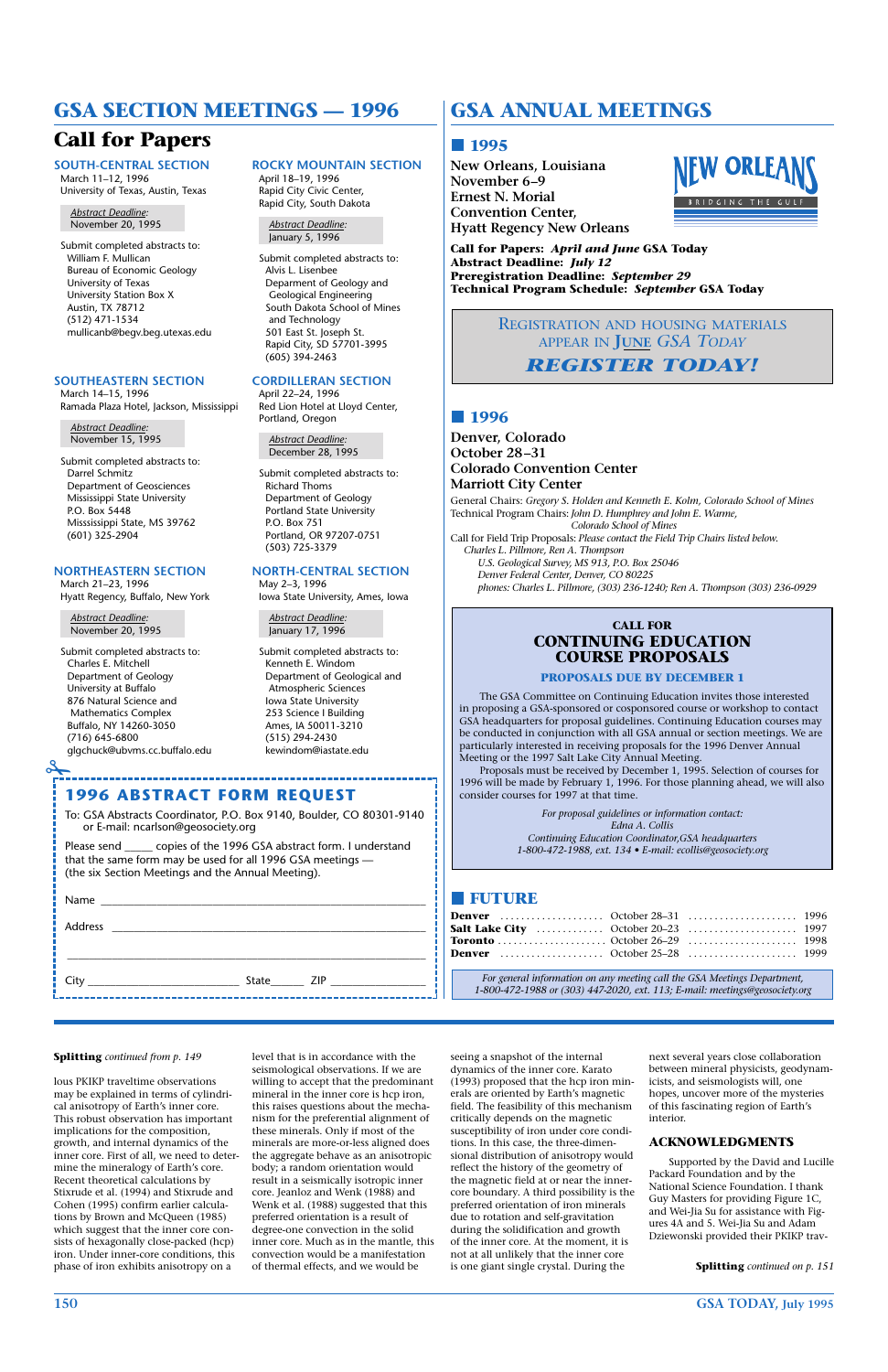# GSA SECTION MEETINGS — 1996

## Call for Papers

### SOUTH-CENTRAL SECTION

March 11–12, 1996
University of Texas, Austin, Texas

*Abstract Deadline:*
November 20, 1995

Submit completed abstracts to:
William F. Mullican
Bureau of Economic Geology
University of Texas
University Station Box X
Austin, TX 78712
(512) 471-1534
mullicanb@begv.beg.utexas.edu

### SOUTHEASTERN SECTION

March 14–15, 1996
Ramada Plaza Hotel, Jackson, Mississippi

*Abstract Deadline:*
November 15, 1995

Submit completed abstracts to:
Darrel Schmitz
Department of Geosciences
Mississippi State University
P.O. Box 5448
Misssissippi State, MS 39762
(601) 325-2904

### NORTHEASTERN SECTION

March 21–23, 1996
Hyatt Regency, Buffalo, New York

*Abstract Deadline:*
November 20, 1995

Submit completed abstracts to:
Charles E. Mitchell
Department of Geology
University at Buffalo
876 Natural Science and Mathematics Complex
Buffalo, NY 14260-3050
(716) 645-6800
glgchuck@ubvms.cc.buffalo.edu

### ROCKY MOUNTAIN SECTION

April 18–19, 1996
Rapid City Civic Center,
Rapid City, South Dakota

*Abstract Deadline:*
January 5, 1996

Submit completed abstracts to:
Alvis L. Lisenbee
Department of Geology and Geological Engineering
South Dakota School of Mines and Technology
501 East St. Joseph St.
Rapid City, SD 57701-3995
(605) 394-2463

### CORDILLERAN SECTION

April 22–24, 1996
Red Lion Hotel at Lloyd Center,
Portland, Oregon

*Abstract Deadline:*
December 28, 1995

Submit completed abstracts to:
Richard Thoms
Department of Geology
Portland State University
P.O. Box 751
Portland, OR 97207-0751
(503) 725-3379

### NORTH-CENTRAL SECTION

May 2–3, 1996
Iowa State University, Ames, Iowa

*Abstract Deadline:*
January 17, 1996

Submit completed abstracts to:
Kenneth E. Windom
Department of Geological and Atmospheric Sciences
Iowa State University
253 Science I Building
Ames, IA 50011-3210
(515) 294-2430
kewindom@iastate.edu

## 1996 ABSTRACT FORM REQUEST

To: GSA Abstracts Coordinator, P.O. Box 9140, Boulder, CO 80301-9140 or E-mail: ncarlson@geosociety.org

Please send _____ copies of the 1996 GSA abstract form. I understand that the same form may be used for all 1996 GSA meetings — (the six Section Meetings and the Annual Meeting).

Name ______________________________

Address ______________________________

______________________________

City ____________ State______ ZIP ____________

# GSA ANNUAL MEETINGS

## 1995

**New Orleans, Louisiana**
**November 6–9**
**Ernest N. Morial Convention Center,**
**Hyatt Regency New Orleans**

NEW ORLEANS — BRIDGING THE GULF

**Call for Papers:** ***April and June*** **GSA Today**
**Abstract Deadline:** ***July 12***
**Preregistration Deadline:** ***September 29***
**Technical Program Schedule:** ***September*** **GSA Today**

REGISTRATION AND HOUSING MATERIALS APPEAR IN JUNE *GSA TODAY*

***REGISTER TODAY!***

## 1996

**Denver, Colorado**
**October 28–31**
**Colorado Convention Center**
**Marriott City Center**

General Chairs: *Gregory S. Holden and Kenneth E. Kolm, Colorado School of Mines*
Technical Program Chairs: *John D. Humphrey and John E. Warme, Colorado School of Mines*

Call for Field Trip Proposals: *Please contact the Field Trip Chairs listed below.*
*Charles L. Pillmore, Ren A. Thompson*
*U.S. Geological Survey, MS 913, P.O. Box 25046*
*Denver Federal Center, Denver, CO 80225*
*phones: Charles L. Pillmore, (303) 236-1240; Ren A. Thompson (303) 236-0929*

### CALL FOR CONTINUING EDUCATION COURSE PROPOSALS

**PROPOSALS DUE BY DECEMBER 1**

The GSA Committee on Continuing Education invites those interested in proposing a GSA-sponsored or cosponsored course or workshop to contact GSA headquarters for proposal guidelines. Continuing Education courses may be conducted in conjunction with all GSA annual or section meetings. We are particularly interested in receiving proposals for the 1996 Denver Annual Meeting or the 1997 Salt Lake City Annual Meeting.

Proposals must be received by December 1, 1995. Selection of courses for 1996 will be made by February 1, 1996. For those planning ahead, we will also consider courses for 1997 at that time.

*For proposal guidelines or information contact:*
*Edna A. Collis*
*Continuing Education Coordinator, GSA headquarters*
*1-800-472-1988, ext. 134 • E-mail: ecollis@geosociety.org*

## FUTURE

| | | |
|---|---|---|
| **Denver** | October 28–31 | 1996 |
| **Salt Lake City** | October 20–23 | 1997 |
| **Toronto** | October 26–29 | 1998 |
| **Denver** | October 25–28 | 1999 |

*For general information on any meeting call the GSA Meetings Department, 1-800-472-1988 or (303) 447-2020, ext. 113; E-mail: meetings@geosociety.org*

---

**Splitting** *continued from p. 149*

lous PKIKP traveltime observations may be explained in terms of cylindrical anisotropy of Earth's inner core. This robust observation has important implications for the composition, growth, and internal dynamics of the inner core. First of all, we need to determine the mineralogy of Earth's core. Recent theoretical calculations by Stixrude et al. (1994) and Stixrude and Cohen (1995) confirm earlier calculations by Brown and McQueen (1985) which suggest that the inner core consists of hexagonally close-packed (hcp) iron. Under inner-core conditions, this phase of iron exhibits anisotropy on a level that is in accordance with the seismological observations. If we are willing to accept that the predominant mineral in the inner core is hcp iron, this raises questions about the mechanism for the preferential alignment of these minerals. Only if most of the minerals are more-or-less aligned does the aggregate behave as an anisotropic body; a random orientation would result in a seismically isotropic inner core. Jeanloz and Wenk (1988) and Wenk et al. (1988) suggested that this preferred orientation is a result of degree-one convection in the solid inner core. Much as in the mantle, this convection would be a manifestation of thermal effects, and we would be seeing a snapshot of the internal dynamics of the inner core. Karato (1993) proposed that the hcp iron minerals are oriented by Earth's magnetic field. The feasibility of this mechanism critically depends on the magnetic susceptibility of iron under core conditions. In this case, the three-dimensional distribution of anisotropy would reflect the history of the geometry of the magnetic field at or near the inner-core boundary. A third possibility is the preferred orientation of iron minerals due to rotation and self-gravitation during the solidification and growth of the inner core. At the moment, it is not at all unlikely that the inner core is one giant single crystal. During the next several years close collaboration between mineral physicists, geodynamicists, and seismologists will, one hopes, uncover more of the mysteries of this fascinating region of Earth's interior.

### ACKNOWLEDGMENTS

Supported by the David and Lucille Packard Foundation and by the National Science Foundation. I thank Guy Masters for providing Figure 1C, and Wei-Jia Su for assistance with Figures 4A and 5. Wei-Jia Su and Adam Dziewonski provided their PKIKP trav-

**Splitting** *continued on p. 151*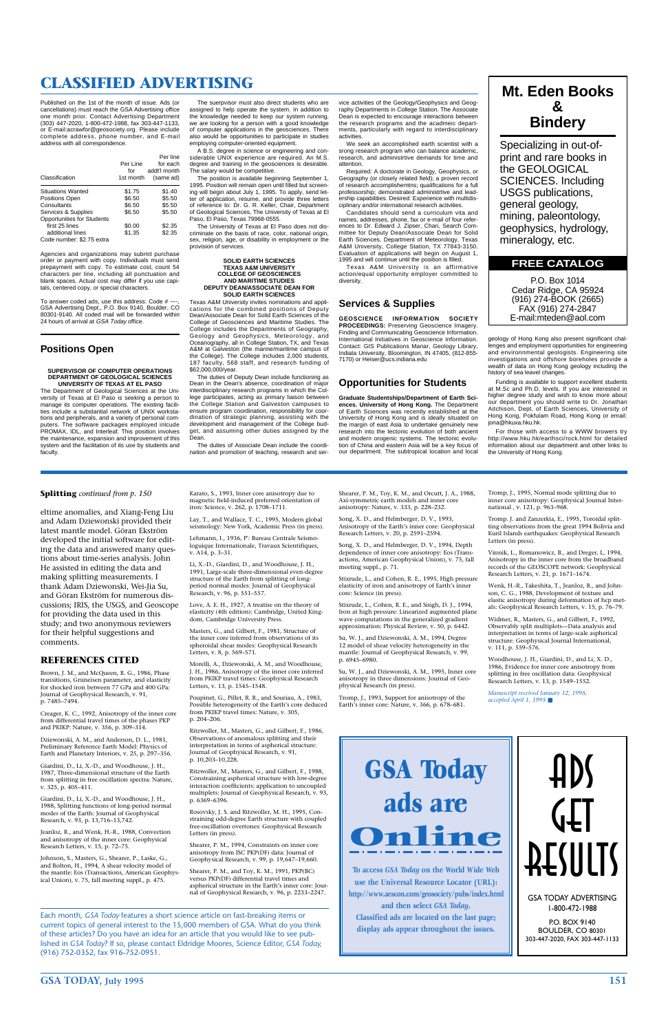# CLASSIFIED ADVERTISING

Published on the 1st of the month of issue. Ads (or cancellations) must reach the GSA Advertising office one month prior. Contact Advertising Department (303) 447-2020, 1-800-472-1988, fax 303-447-1133, or E-mail:acrawfor@geosociety.org. Please include complete address, phone number, and E-mail address with all correspondence.

| Classification | Per Line for 1st month | Per line for each addt'l month (same ad) |
|---|---|---|
| Situations Wanted | $1.75 | $1.40 |
| Positions Open | $6.50 | $5.50 |
| Consultants | $6.50 | $5.50 |
| Services & Supplies | $6.50 | $5.50 |
| Opportunities for Students | | |
| first 25 lines | $0.00 | $2.35 |
| additional lines | $1.35 | $2.35 |
| Code number: $2.75 extra | | |

Agencies and organizations may submit purchase order or payment with copy. Individuals must send prepayment with copy. To estimate cost, count 54 characters per line, including all punctuation and blank spaces. Actual cost may differ if you use capitals, centered copy, or special characters.

To answer coded ads, use this address: Code # ----, GSA Advertising Dept., P.O. Box 9140, Boulder, CO 80301-9140. All coded mail will be forwarded within 24 hours of arrival at *GSA Today* office.

## Positions Open

**SUPERVISOR OF COMPUTER OPERATIONS DEPARTMENT OF GEOLOGICAL SCIENCES UNIVERSITY OF TEXAS AT EL PASO**

The Department of Geological Sciences at the University of Texas at El Paso is seeking a person to manage its computer operations. The existing facilities include a substantial network of UNIX workstations and peripherals, and a variety of personal computers. The software packages employed inlcude PROMAX, IDL, and Interleaf. This position involves the maintenance, expansion and improvement of this system and the facilitation of its use by students and faculty.

The suerpvisor must also direct students who are assigned to help operate the system. In addition to the knowledge needed to keep our system running, we are looking for a person with a good knowledge of computer applications in the geosciences. There also would be opportunities to participate in studies employing computer-oriented equipment.

A B.S. degree in science or engineering and considerable UNIX experience are required. An M.S. degree and training in the geosciences is desirable. The salary would be competitive.

The position is available beginning September 1, 1995. Position will remain open until filled but screening will begin about July 1, 1995. To apply, send letter of application, resume, and provide three letters of reference to: Dr. G. R. Keller, Chair, Department of Geological Sciences, The University of Texas at El Paso, El Paso, Texas 79968-0555.

The University of Texas at El Paso does not discriminate on the basis of race, color, national origin, sex, religion, age, or disability in employment or the provision of services.

**SOLID EARTH SCIENCES TEXAS A&M UNIVERSITY COLLEGE OF GEOSCIENCES AND MARITIME STUDIES DEPUTY DEAN/ASSOCIATE DEAN FOR SOLID EARTH SCIENCES**

Texas A&M University invites nominations and applications for the combined positions of Deputy Dean/Associate Dean for Solid Earth Sciences of the College of Geosciences and Maritime Studies. The College includes the Departments of Geography, Geology and Geophysics, Meteorology, and Oceanography, all in College Station, TX, and Texas A&M at Galveston (the marine/maritime campus of the College). The College includes 2,000 students, 187 faculty, 568 staff, and research funding of $62,000,000/year.

The duties of Deputy Dean include functioning as Dean in the Dean's absence, coordination of major interdisciplinary research programs in which the College participates, acting as primary liaison between the College Station and Galveston campuses to ensure program coordination, responsibility for coordination of strategic planning, assisting with the development and management of the College budget, and assuming other duties assigned by the Dean.

The duties of Associate Dean include the coordination and promotion of teaching, research and service activities of the Geology/Geophysics and Geography Departments in College Station. The Associate Dean is expected to encourage interactions between the research programs and the acadmeic departments, particularly with regard to interdisciplinary activities.

We seek an accomplished earth scientist with a srong research program who can balance academic, research, and administrtive demands for time and attention.

Required: A doctorate in Geology, Geophysics, or Geography (or closely related field); a proven record of research accomplishemnts; qualifications for a full professorship; demonstrated administrtive and leadership capabilities. Desired: Experience with multidisciplinary and/or international research activities.

Candidates should send a curriculum vita and names, addresses, phone, fax or e-mail of four references to Dr. Edward J. Zipser, Chari, Search Committee for Deputy Dean/Associate Dean for Solid Earth Sciences, Department of Meteorology, Texas A&M University, College Station, TX 77843-3150. Evaluation of applications will begin on August 1, 1995 and will continue until the position is filled.

Texas A&M University is an affirmative action/equal opportunity employer committed to diversity.

## Services & Supplies

**GEOSCIENCE INFORMATION SOCIETY PROCEEDINGS:** Preserving Geoscience Imagery. Finding and Communicating Geoscience Information. International Initiatives in Geoscience Information. Contact: GIS Publications Manar, Geology Library, Indiata University, Bloomington, IN 47405, (812-855-7170) or Heiser@ucs.indiana.edu

## Opportunities for Students

**Graduate Studentships/Department of Earth Sciences. University of Hong Kong.** The Department of Earth Sciences was recently established at the University of Hong Kong and is ideally situated on the margin of east Asia to undertake genuinely new research into the tectonic evolution of both ancient and modern orogenic systems. The tectonic evolution of China and eastern Asia will be a key focus of our department. The subtropical location and local geology of Hong Kong also present significant challenges and employment opportunities for engineering and environnmental geologists. Engineering site investigations and offshore boreholes provide a wealth of data on Hong Kong geology including the history of sea level changes.

Funding is available to support excellent students at M.Sc and Ph.D. levels. If you are interested in higher degree study and wish to know more about our department you should write to Dr. Jonathan Aitchison, Dept. of Earth Sciences, University of Hong Kong, Pokfulam Road, Hong Kong or email: jona@hkuxa.hku.hk.

For those with access to a WWW browers try http://www.hku.hk/earthsci/rock.html for detailed information about our department and other links to the University of Hong Kong.

---

**Mt. Eden Books & Bindery**

Specializing in out-of-print and rare books in the GEOLOGICAL SCIENCES. Including USGS publications, general geology, mining, paleontology, geophysics, hydrology, mineralogy, etc.

**FREE CATALOG**

P.O. Box 1014
Cedar Ridge, CA 95924
(916) 274-BOOK (2665)
FAX (916) 274-2847
E-mail:mteden@aol.com

---

**Splitting** *continued from p. 150*

eltime anomalies, and Xiang-Feng Liu and Adam Dziewonski provided their latest mantle model. Göran Ekström developed the initial software for editing the data and answered many questions about time-series analysis. John He assisted in editing the data and making splitting measurements. I thank Adam Dziewonski, Wei-Jia Su, and Göran Ekström for numerous discussions; IRIS, the USGS, and Geoscope for providing the data used in this study; and two anonymous reviewers for their helpful suggestions and comments.

## REFERENCES CITED

Brown, J. M., and McQueen, R. G., 1986, Phase transitions, Grüneisen parameter, and elasticity for shocked iron between 77 GPa and 400 GPa: Journal of Geophysical Research, v. 91, p. 7485–7494.

Creager, K. C., 1992, Anisotropy of the inner core from differential travel times of the phases PKP and PKIKP: Nature, v. 356, p. 309–314.

Dziewonski, A. M., and Anderson, D. L., 1981, Preliminary Reference Earth Model: Physics of Earth and Planetary Interiors, v. 25, p. 297–356.

Giardini, D., Li, X.-D., and Woodhouse, J. H., 1987, Three-dimensional structure of the Earth from splitting in free oscillation spectra: Nature, v. 325, p. 405–411.

Giardini, D., Li, X.-D., and Woodhouse, J. H., 1988, Splitting functions of long-period normal modes of the Earth: Journal of Geophysical Research, v. 93, p. 13,716–13,742.

Jeanloz, R., and Wenk, H.-R., 1988, Convection and anisotropy of the inner core: Geophysical Research Letters, v. 15, p. 72–75.

Johnson, S., Masters, G., Shearer, P., Laske, G., and Bolton, H., 1994, A shear velocity model of the mantle: Eos (Transactions, American Geophysical Union), v. 75, fall meeting suppl., p. 475.

Karato, S., 1993, Inner core anisotropy due to magnetic field-induced preferred orientation of iron: Science, v. 262, p. 1708–1711.

Lay, T., and Wallace, T. C., 1995, Modern global seismology: New York, Academic Press (in press).

Lehmann, I., 1936, P': Bureau Centrale Seismologuique Internationale, Travaux Scientifiques, v. A14, p. 3–31.

Li, X.-D., Giardini, D., and Woodhouse, J. H., 1991, Large-scale three-dimensional even-degree structure of the Earth from splitting of long-period normal modes: Journal of Geophysical Research, v. 96, p. 551–557.

Love, A. E. H., 1927, A treatise on the theory of elasticity (4th edition): Cambridge, United Kingdom, Cambridge University Press.

Masters, G., and Gilbert, F., 1981, Structure of the inner core inferred from observations of its spheroidal shear modes: Geophysical Research Letters, v. 8, p. 569–571.

Morelli, A., Dziewonski, A. M., and Woodhouse, J. H., 1986, Anisotropy of the inner core inferred from PKIKP travel times: Geophysical Research Letters, v. 13, p. 1545–1548.

Poupinet, G., Pillet, R. R., and Souriau, A., 1983, Possible heterogeneity of the Earth's core deduced from PKIKP travel times: Nature, v. 305, p. 204–206.

Ritzwoller, M., Masters, G., and Gilbert, F., 1986, Observations of anomalous splitting and their interpretation in terms of aspherical structure: Journal of Geophysical Research, v. 91, p. 10,203–10,228.

Ritzwoller, M., Masters, G., and Gilbert, F., 1988, Constraining aspherical structure with low-degree interaction coefficients: application to uncoupled multiplets: Journal of Geophysical Research, v. 93, p. 6369–6396.

Rosovsky, J. S. and Ritzwoller, M. H., 1995, Constraining odd-degree Earth structure with coupled free-oscillation overtones: Geophysical Research Letters (in press).

Shearer, P. M., 1994, Constraints on inner core anisotropy from ISC PKP(DF) data: Journal of Geophysical Research, v. 99, p. 19,647–19,660.

Shearer, P. M., and Toy, K. M., 1991, PKP(BC) versus PKP(DF) differential travel times and aspherical structure in the Earth's inner core: Journal of Geophysical Research, v. 96, p. 2233–2247.

Shearer, P. M., Toy, K. M., and Orcutt, J. A., 1988, Axi-symmetric earth models and inner core anisotropy: Nature, v. 333, p. 228–232.

Song, X. D., and Helmberger, D. V., 1993, Anisotropy of the Earth's inner core: Geophysical Research Letters, v. 20, p. 2591–2594.

Song, X. D., and Helmberger, D. V., 1994, Depth dependence of inner core anisotropy: Eos (Transactions, American Geophysical Union), v. 75, fall meeting suppl., p. 71.

Stixrude, L., and Cohen, R. E., 1995, High pressure elasticity of iron and anisotropy of Earth's inner core: Science (in press).

Stixrude, L., Cohen, R. E., and Singh, D. J., 1994, Iron at high pressure: Linearized augmented plane wave computations in the generalized gradient approximation: Physical Review, v. 50, p. 6442.

Su, W. J., and Dziewonski, A. M., 1994, Degree 12 model of shear velocity heterogeneity in the mantle: Journal of Geophysical Research, v. 99, p. 6945–6980.

Su, W. J., and Dziewonski, A. M., 1995, Inner core anisotropy in three dimensions: Journal of Geophysical Research (in press).

Tromp, J., 1993, Support for anisotropy of the Earth's inner core: Nature, v. 366, p. 678–681.

Tromp, J., 1995, Normal mode splitting due to inner core anisotropy: Geophysical Journal International , v. 121, p. 963–968.

Tromp. J. and Zanzerkia, E., 1995, Toroidal splitting observations from the great 1994 Bolivia and Kuril Islands earthquakes: Geophysical Research Letters (in press).

Vinnik, L., Romanowicz, B., and Dreger, L, 1994, Anisotropy in the inner core from the broadband records of the GEOSCOPE network: Geophysical Research Letters, v. 21, p. 1671–1674.

Wenk, H.-R., Takeshita, T., Jeanloz, R., and Johnson, C. G., 1988, Development of texture and elastic anisotropy during deformation of hcp metals: Geophysical Research Letters, v. 15, p. 76–79.

Widmer, R., Masters, G., and Gilbert, F., 1992, Observably split multiplets—Data analysis and interpretation in terms of large-scale aspherical structure: Geophysical Journal International, v. 111, p. 559–576.

Woodhouse, J. H., Giardini, D., and Li, X. D., 1986, Evidence for inner core anisotropy from splitting in free oscillation data: Geophysical Research Letters, v. 13, p. 1549–1552.

*Manuscript received January 12, 1995; accepted April 1, 1995* ■

---

Each month, *GSA Today* features a short science article on fast-breaking items or current topics of general interest to the 15,000 members of GSA. What do you think of these articles? Do you have an idea for an article that you would like to see published in *GSA Today?* If so, please contact Eldridge Moores, Science Editor, *GSA Today,* (916) 752-0352, fax 916-752-0951.

---

**GSA Today ads are Online**

To access *GSA Today* on the World Wide Web use the Universal Resource Locator (URL): http://www.aescon.com/geosociety/pubs/index.html and then select *GSA Today.* Classified ads are located on the last page; display ads appear throughout the issues.

---

**ADS GET RESULTS**

GSA TODAY ADVERTISING
1-800-472-1988
P.O. BOX 9140
BOULDER, CO 80301
303-447-2020, FAX 303-447-1133